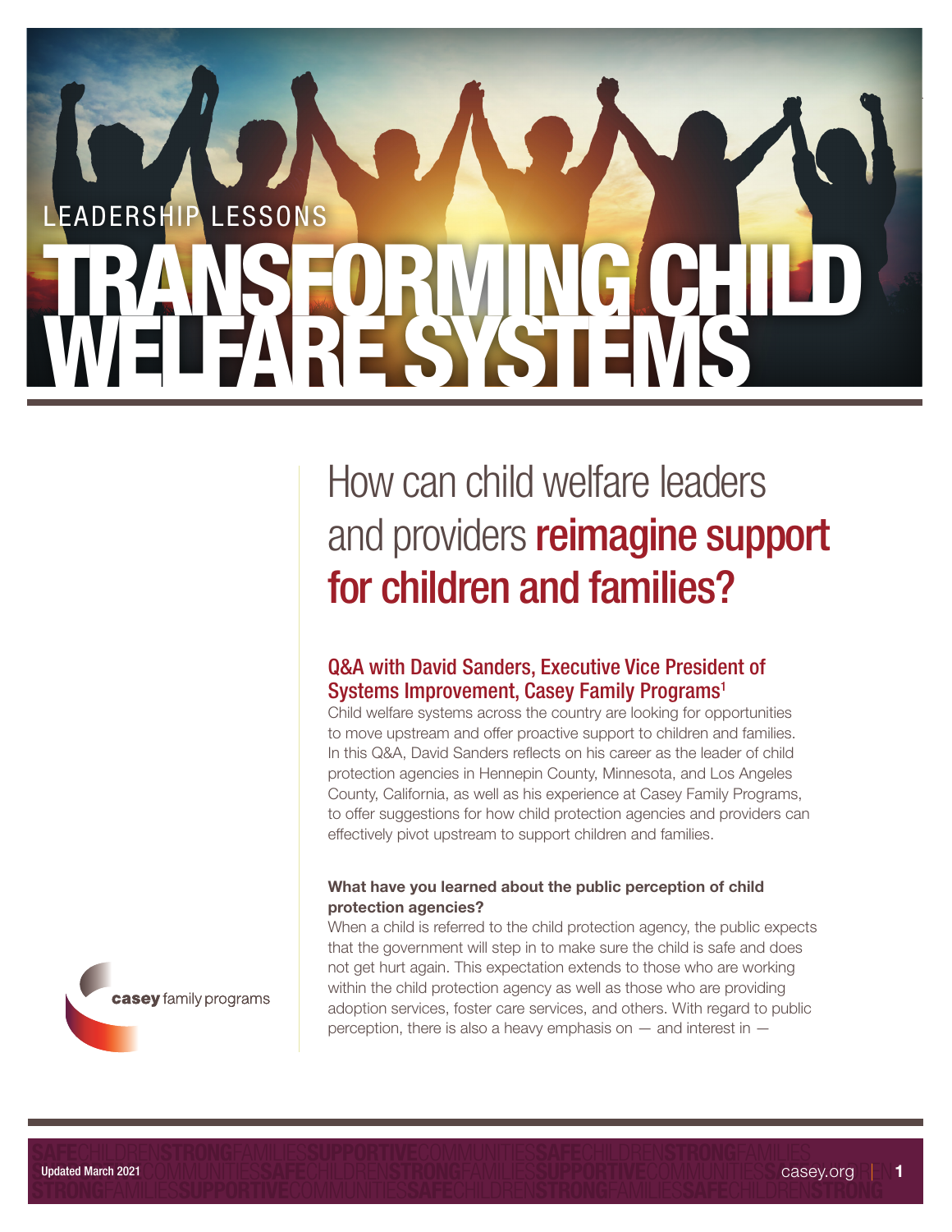LEADERSHIP LESSONS

# TRANSFORMING CHILD WELFARE SYSTEMS

## How can child welfare leaders and providers **reimagine support for children and families?**

### Q&A with David Sanders, Executive Vice President of Systems Improvement, Casey Family Programs[1]

Child welfare systems across the country are looking for opportunities to move upstream and offer proactive support to children and families. In this Q&A, David Sanders reflects on his career as the leader of child protection agencies in Hennepin County, Minnesota, and Los Angeles County, California, as well as his experience at Casey Family Programs, to offer suggestions for how child protection agencies and providers can effectively pivot upstream to support children and families.

**What have you learned about the public perception of child protection agencies?**

When a child is referred to the child protection agency, the public expects that the government will step in to make sure the child is safe and does not get hurt again. This expectation extends to those who are working within the child protection agency as well as those who are providing adoption services, foster care services, and others. With regard to public perception, there is also a heavy emphasis on — and interest in —

casey family programs

Updated March 2021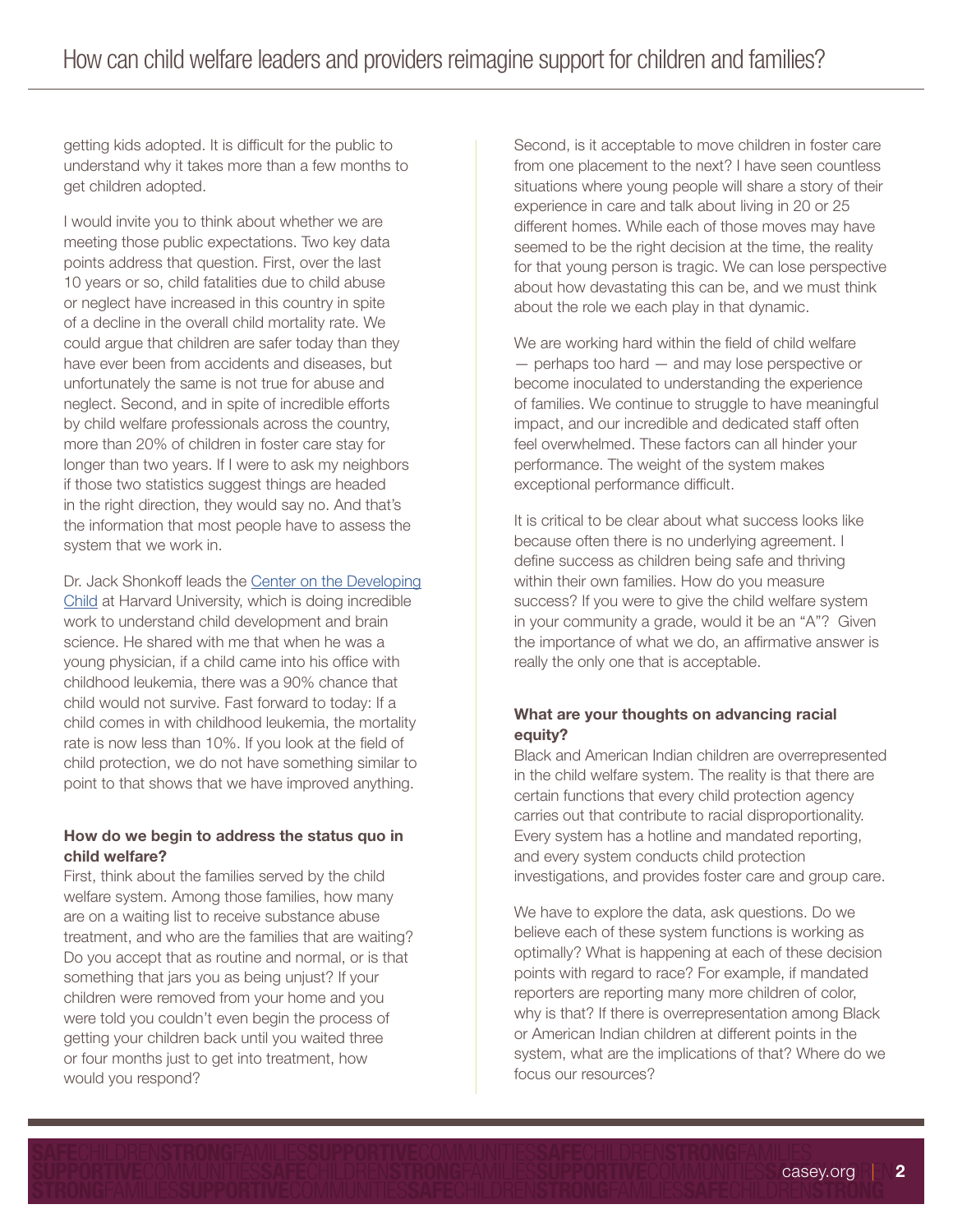getting kids adopted. It is difficult for the public to understand why it takes more than a few months to get children adopted.

I would invite you to think about whether we are meeting those public expectations. Two key data points address that question. First, over the last 10 years or so, child fatalities due to child abuse or neglect have increased in this country in spite of a decline in the overall child mortality rate. We could argue that children are safer today than they have ever been from accidents and diseases, but unfortunately the same is not true for abuse and neglect. Second, and in spite of incredible efforts by child welfare professionals across the country, more than 20% of children in foster care stay for longer than two years. If I were to ask my neighbors if those two statistics suggest things are headed in the right direction, they would say no. And that's the information that most people have to assess the system that we work in.

Dr. Jack Shonkoff leads the [Center on the Developing Child] at Harvard University, which is doing incredible work to understand child development and brain science. He shared with me that when he was a young physician, if a child came into his office with childhood leukemia, there was a 90% chance that child would not survive. Fast forward to today: If a child comes in with childhood leukemia, the mortality rate is now less than 10%. If you look at the field of child protection, we do not have something similar to point to that shows that we have improved anything.

**How do we begin to address the status quo in child welfare?**

First, think about the families served by the child welfare system. Among those families, how many are on a waiting list to receive substance abuse treatment, and who are the families that are waiting? Do you accept that as routine and normal, or is that something that jars you as being unjust? If your children were removed from your home and you were told you couldn't even begin the process of getting your children back until you waited three or four months just to get into treatment, how would you respond?

Second, is it acceptable to move children in foster care from one placement to the next? I have seen countless situations where young people will share a story of their experience in care and talk about living in 20 or 25 different homes. While each of those moves may have seemed to be the right decision at the time, the reality for that young person is tragic. We can lose perspective about how devastating this can be, and we must think about the role we each play in that dynamic.

We are working hard within the field of child welfare — perhaps too hard — and may lose perspective or become inoculated to understanding the experience of families. We continue to struggle to have meaningful impact, and our incredible and dedicated staff often feel overwhelmed. These factors can all hinder your performance. The weight of the system makes exceptional performance difficult.

It is critical to be clear about what success looks like because often there is no underlying agreement. I define success as children being safe and thriving within their own families. How do you measure success? If you were to give the child welfare system in your community a grade, would it be an "A"? Given the importance of what we do, an affirmative answer is really the only one that is acceptable.

**What are your thoughts on advancing racial equity?**

Black and American Indian children are overrepresented in the child welfare system. The reality is that there are certain functions that every child protection agency carries out that contribute to racial disproportionality. Every system has a hotline and mandated reporting, and every system conducts child protection investigations, and provides foster care and group care.

We have to explore the data, ask questions. Do we believe each of these system functions is working as optimally? What is happening at each of these decision points with regard to race? For example, if mandated reporters are reporting many more children of color, why is that? If there is overrepresentation among Black or American Indian children at different points in the system, what are the implications of that? Where do we focus our resources?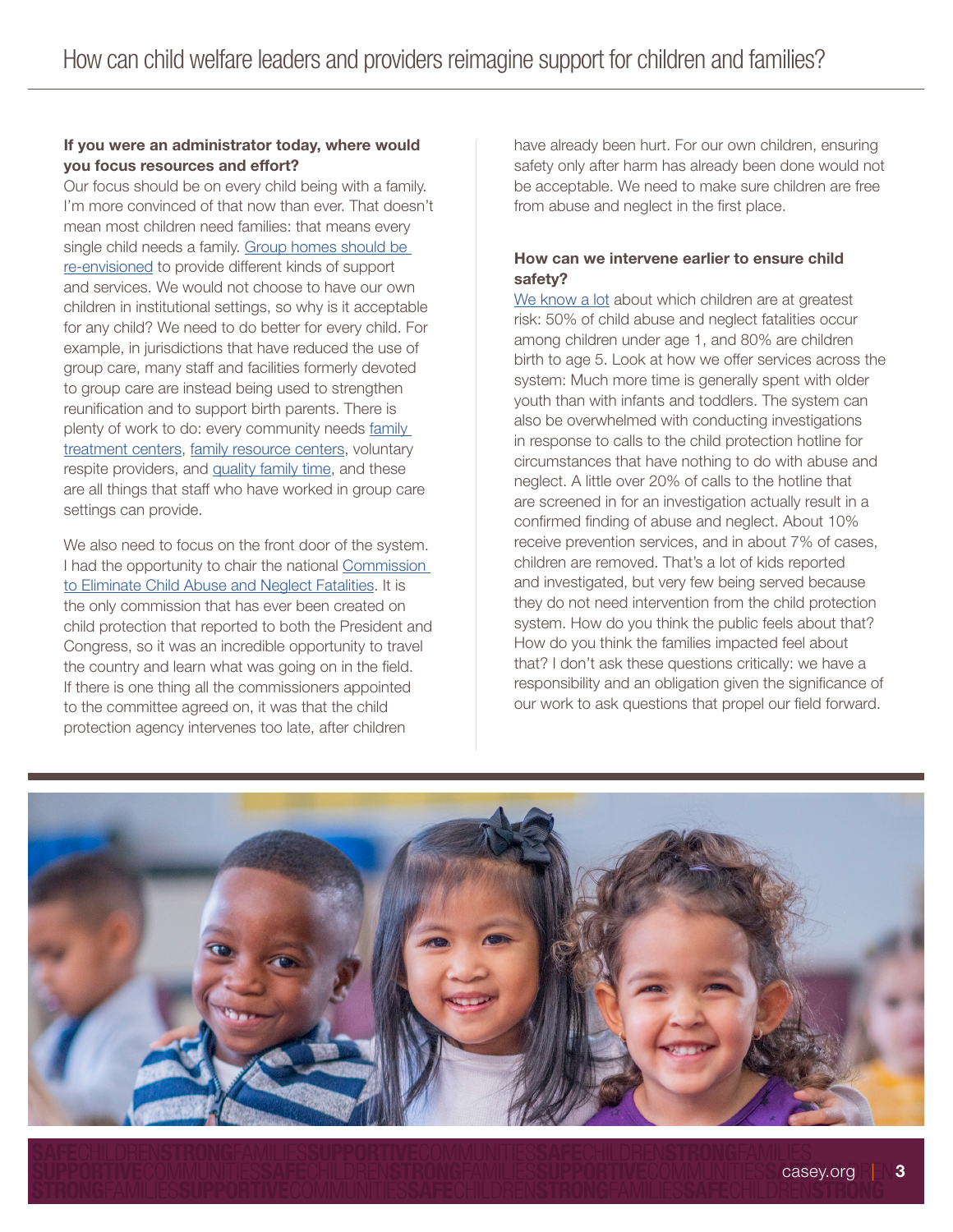**If you were an administrator today, where would you focus resources and effort?**

Our focus should be on every child being with a family. I'm more convinced of that now than ever. That doesn't mean most children need families: that means every single child needs a family. Group homes should be re-envisioned to provide different kinds of support and services. We would not choose to have our own children in institutional settings, so why is it acceptable for any child? We need to do better for every child. For example, in jurisdictions that have reduced the use of group care, many staff and facilities formerly devoted to group care are instead being used to strengthen reunification and to support birth parents. There is plenty of work to do: every community needs family treatment centers, family resource centers, voluntary respite providers, and quality family time, and these are all things that staff who have worked in group care settings can provide.

We also need to focus on the front door of the system. I had the opportunity to chair the national Commission to Eliminate Child Abuse and Neglect Fatalities. It is the only commission that has ever been created on child protection that reported to both the President and Congress, so it was an incredible opportunity to travel the country and learn what was going on in the field. If there is one thing all the commissioners appointed to the committee agreed on, it was that the child protection agency intervenes too late, after children have already been hurt. For our own children, ensuring safety only after harm has already been done would not be acceptable. We need to make sure children are free from abuse and neglect in the first place.

**How can we intervene earlier to ensure child safety?**

We know a lot about which children are at greatest risk: 50% of child abuse and neglect fatalities occur among children under age 1, and 80% are children birth to age 5. Look at how we offer services across the system: Much more time is generally spent with older youth than with infants and toddlers. The system can also be overwhelmed with conducting investigations in response to calls to the child protection hotline for circumstances that have nothing to do with abuse and neglect. A little over 20% of calls to the hotline that are screened in for an investigation actually result in a confirmed finding of abuse and neglect. About 10% receive prevention services, and in about 7% of cases, children are removed. That's a lot of kids reported and investigated, but very few being served because they do not need intervention from the child protection system. How do you think the public feels about that? How do you think the families impacted feel about that? I don't ask these questions critically: we have a responsibility and an obligation given the significance of our work to ask questions that propel our field forward.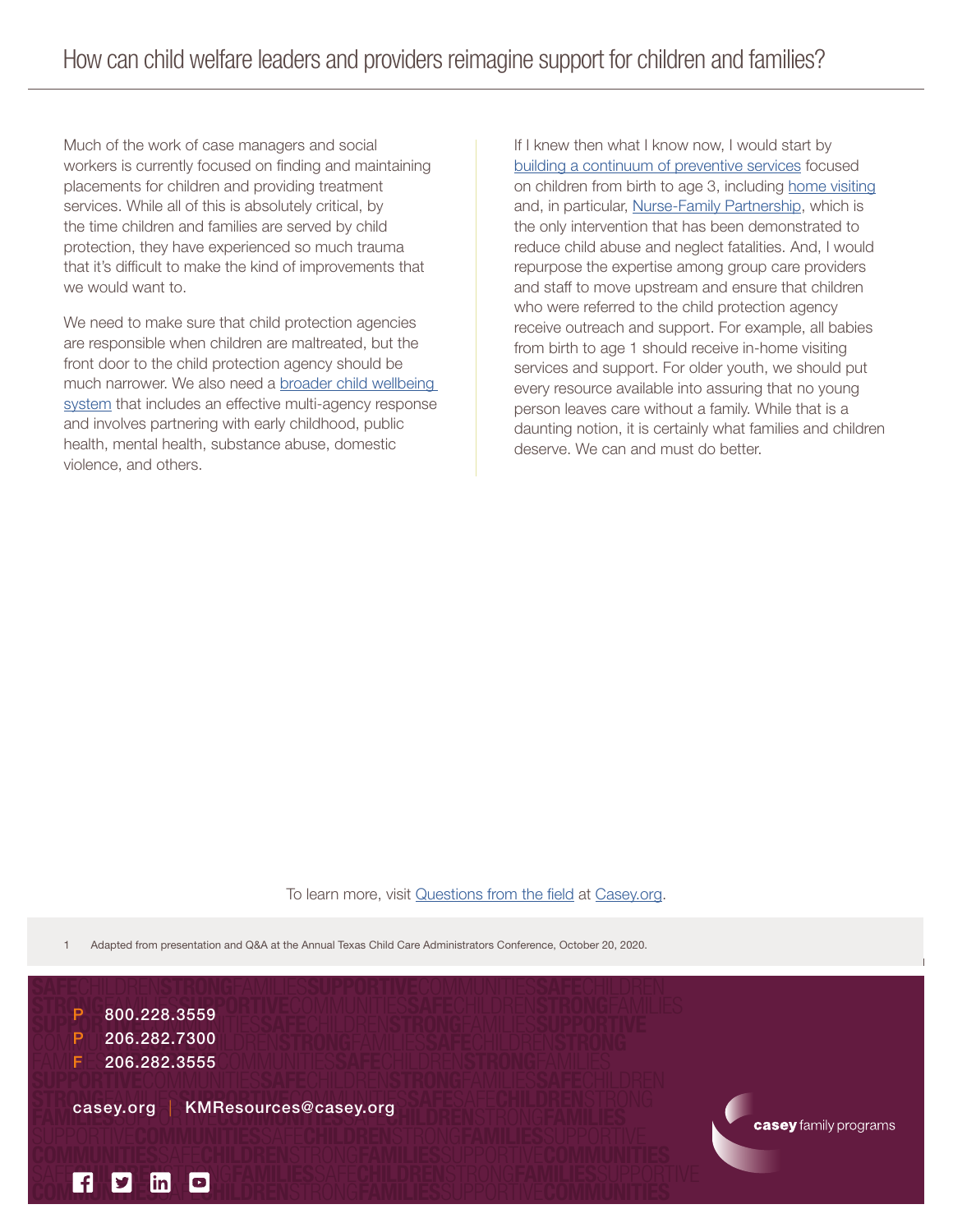Much of the work of case managers and social workers is currently focused on finding and maintaining placements for children and providing treatment services. While all of this is absolutely critical, by the time children and families are served by child protection, they have experienced so much trauma that it's difficult to make the kind of improvements that we would want to.

We need to make sure that child protection agencies are responsible when children are maltreated, but the front door to the child protection agency should be much narrower. We also need a broader child wellbeing system that includes an effective multi-agency response and involves partnering with early childhood, public health, mental health, substance abuse, domestic violence, and others.

If I knew then what I know now, I would start by building a continuum of preventive services focused on children from birth to age 3, including home visiting and, in particular, Nurse-Family Partnership, which is the only intervention that has been demonstrated to reduce child abuse and neglect fatalities. And, I would repurpose the expertise among group care providers and staff to move upstream and ensure that children who were referred to the child protection agency receive outreach and support. For example, all babies from birth to age 1 should receive in-home visiting services and support. For older youth, we should put every resource available into assuring that no young person leaves care without a family. While that is a daunting notion, it is certainly what families and children deserve. We can and must do better.

To learn more, visit Questions from the field at Casey.org.

1 Adapted from presentation and Q&A at the Annual Texas Child Care Administrators Conference, October 20, 2020.

P 800.228.3559
P 206.282.7300
F 206.282.3555

casey.org | KMResources@casey.org

casey family programs